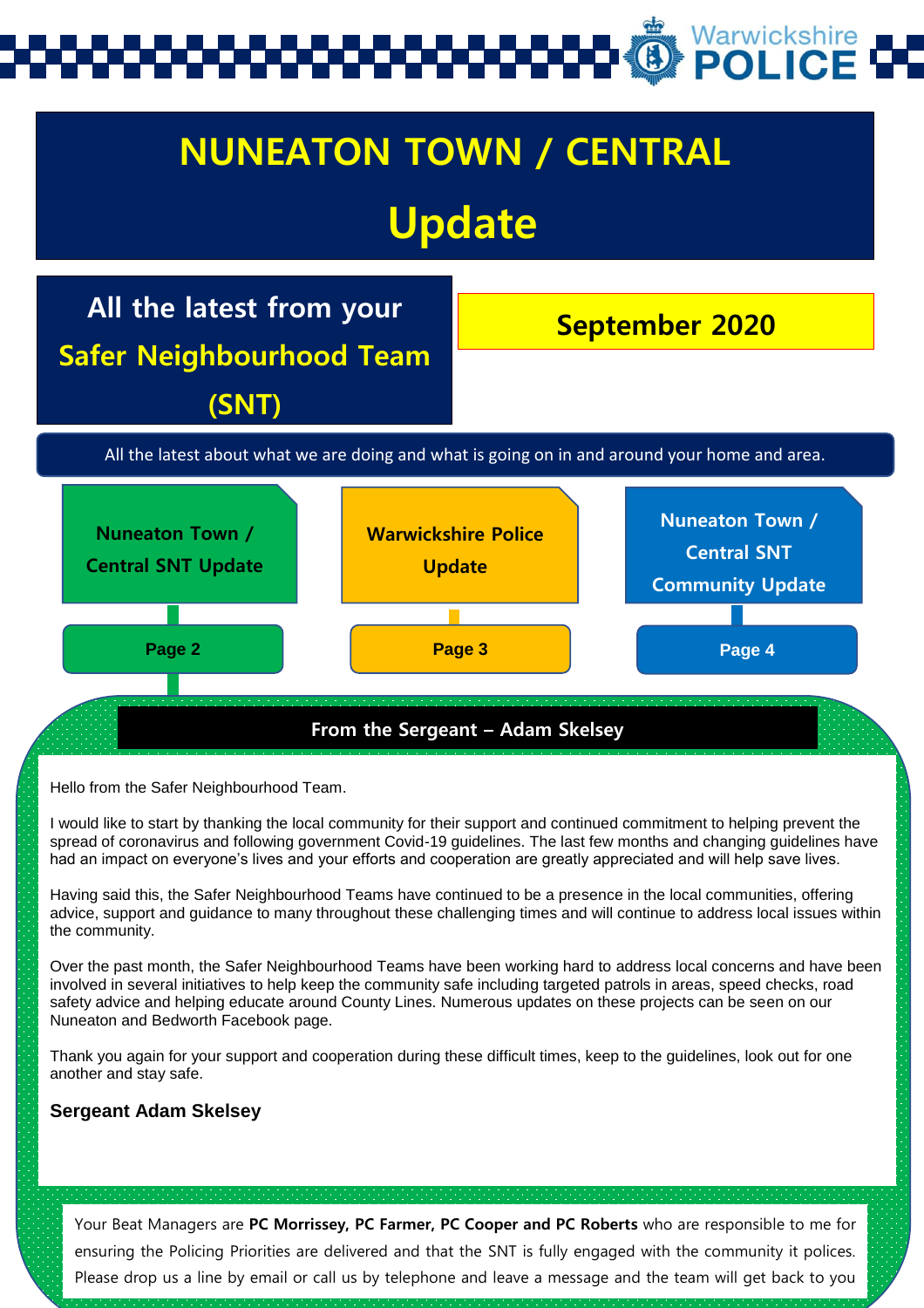Warwickshire POLICE

# NUNEATON TOWN / CENTRAL

# Update

## All the latest from your Safer Neighbourhood Team (SNT)

**September 2020**

All the latest about what we are doing and what is going on in and around your home and area.

| Section | Page |
| --- | --- |
| Nuneaton Town / Central SNT Update | Page 2 |
| Warwickshire Police Update | Page 3 |
| Nuneaton Town / Central SNT Community Update | Page 4 |

## From the Sergeant – Adam Skelsey

Hello from the Safer Neighbourhood Team.

I would like to start by thanking the local community for their support and continued commitment to helping prevent the spread of coronavirus and following government Covid-19 guidelines. The last few months and changing guidelines have had an impact on everyone's lives and your efforts and cooperation are greatly appreciated and will help save lives.

Having said this, the Safer Neighbourhood Teams have continued to be a presence in the local communities, offering advice, support and guidance to many throughout these challenging times and will continue to address local issues within the community.

Over the past month, the Safer Neighbourhood Teams have been working hard to address local concerns and have been involved in several initiatives to help keep the community safe including targeted patrols in areas, speed checks, road safety advice and helping educate around County Lines. Numerous updates on these projects can be seen on our Nuneaton and Bedworth Facebook page.

Thank you again for your support and cooperation during these difficult times, keep to the guidelines, look out for one another and stay safe.

**Sergeant Adam Skelsey**

Your Beat Managers are **PC Morrissey, PC Farmer, PC Cooper and PC Roberts** who are responsible to me for ensuring the Policing Priorities are delivered and that the SNT is fully engaged with the community it polices. Please drop us a line by email or call us by telephone and leave a message and the team will get back to you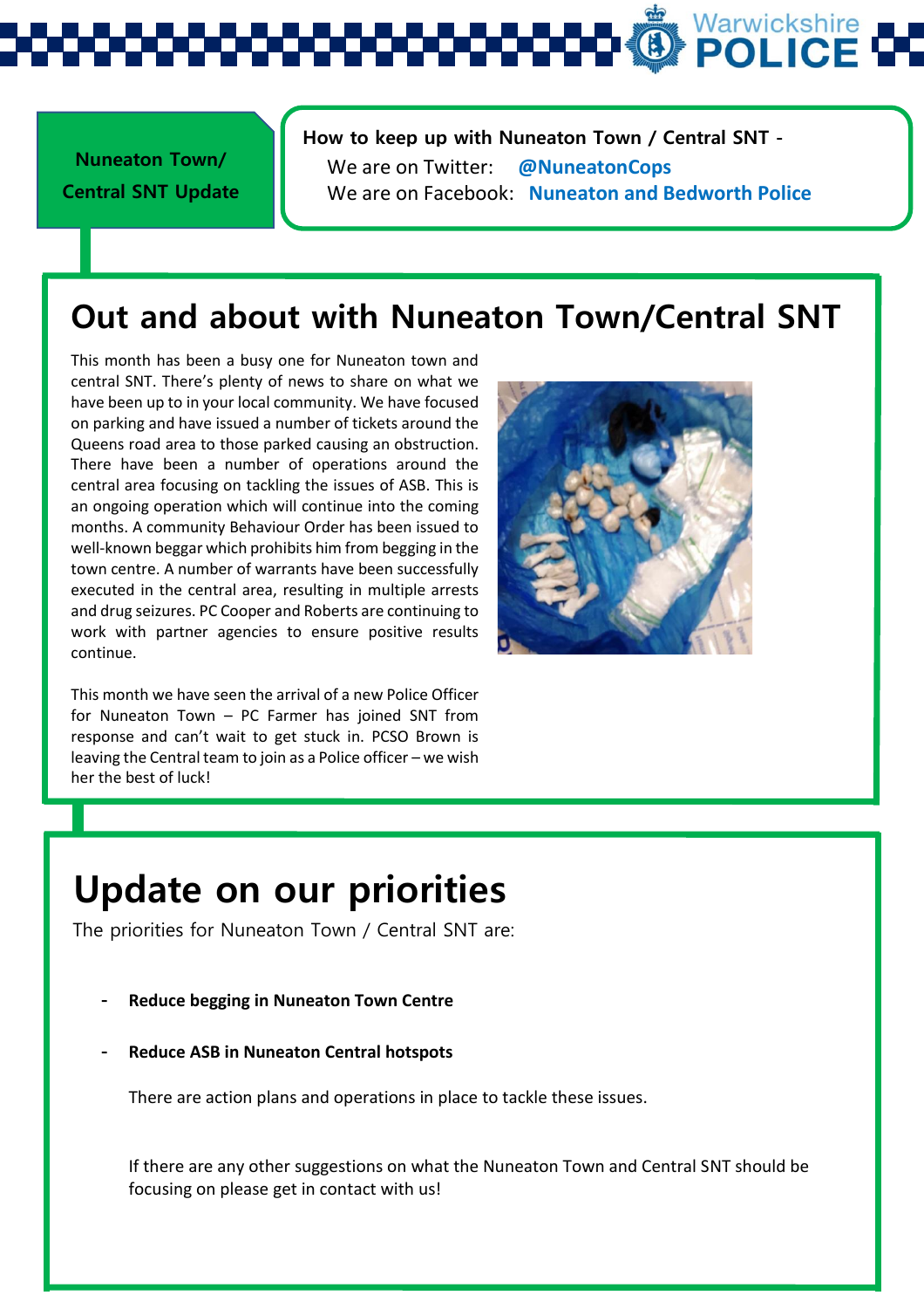**Nuneaton Town/ Central SNT Update**

**How to keep up with Nuneaton Town / Central SNT -**
We are on Twitter: **@NuneatonCops**
We are on Facebook: **Nuneaton and Bedworth Police**

# Out and about with Nuneaton Town/Central SNT

This month has been a busy one for Nuneaton town and central SNT. There's plenty of news to share on what we have been up to in your local community. We have focused on parking and have issued a number of tickets around the Queens road area to those parked causing an obstruction. There have been a number of operations around the central area focusing on tackling the issues of ASB. This is an ongoing operation which will continue into the coming months. A community Behaviour Order has been issued to well-known beggar which prohibits him from begging in the town centre. A number of warrants have been successfully executed in the central area, resulting in multiple arrests and drug seizures. PC Cooper and Roberts are continuing to work with partner agencies to ensure positive results continue.

This month we have seen the arrival of a new Police Officer for Nuneaton Town – PC Farmer has joined SNT from response and can't wait to get stuck in. PCSO Brown is leaving the Central team to join as a Police officer – we wish her the best of luck!

# Update on our priorities

The priorities for Nuneaton Town / Central SNT are:

- **Reduce begging in Nuneaton Town Centre**
- **Reduce ASB in Nuneaton Central hotspots**

There are action plans and operations in place to tackle these issues.

If there are any other suggestions on what the Nuneaton Town and Central SNT should be focusing on please get in contact with us!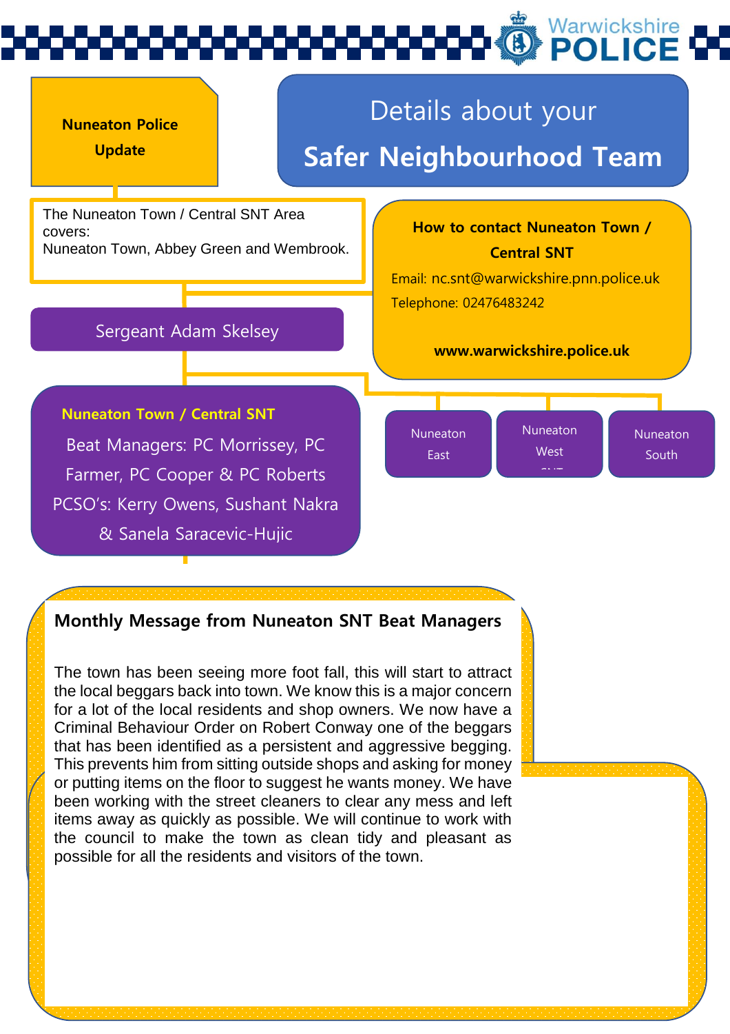**Nuneaton Police Update**

# Details about your Safer Neighbourhood Team

The Nuneaton Town / Central SNT Area covers:
Nuneaton Town, Abbey Green and Wembrook.

**How to contact Nuneaton Town / Central SNT**

Email: nc.snt@warwickshire.pnn.police.uk
Telephone: 02476483242

**www.warwickshire.police.uk**

Sergeant Adam Skelsey

**Nuneaton Town / Central SNT**

Beat Managers: PC Morrissey, PC Farmer, PC Cooper & PC Roberts
PCSO's: Kerry Owens, Sushant Nakra & Sanela Saracevic-Hujic

Nuneaton East

Nuneaton West

Nuneaton South

## Monthly Message from Nuneaton SNT Beat Managers

The town has been seeing more foot fall, this will start to attract the local beggars back into town. We know this is a major concern for a lot of the local residents and shop owners. We now have a Criminal Behaviour Order on Robert Conway one of the beggars that has been identified as a persistent and aggressive begging. This prevents him from sitting outside shops and asking for money or putting items on the floor to suggest he wants money. We have been working with the street cleaners to clear any mess and left items away as quickly as possible. We will continue to work with the council to make the town as clean tidy and pleasant as possible for all the residents and visitors of the town.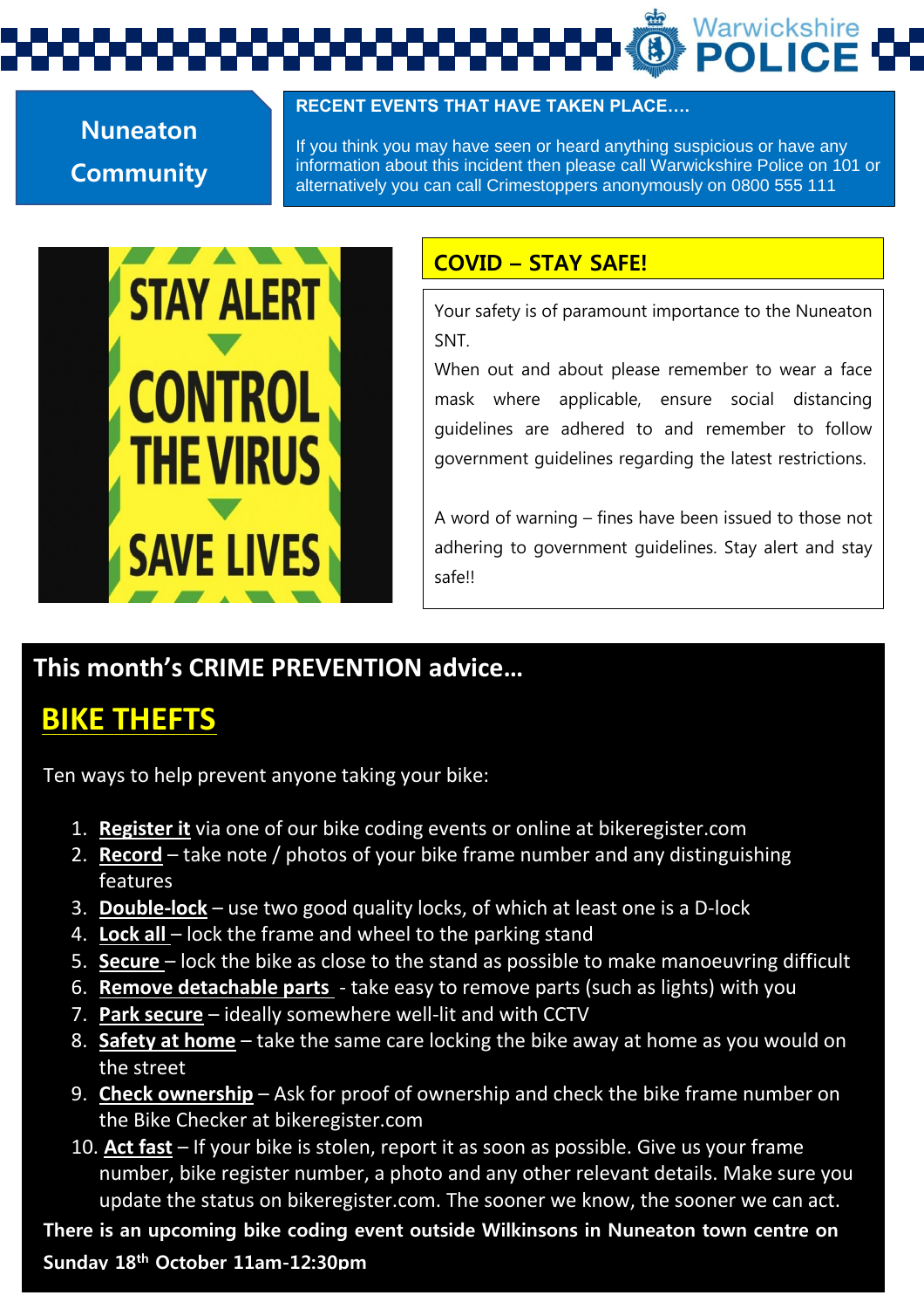Warwickshire POLICE

## Nuneaton Community

**RECENT EVENTS THAT HAVE TAKEN PLACE….**

If you think you may have seen or heard anything suspicious or have any information about this incident then please call Warwickshire Police on 101 or alternatively you can call Crimestoppers anonymously on 0800 555 111

STAY ALERT

CONTROL THE VIRUS

SAVE LIVES

## COVID – STAY SAFE!

Your safety is of paramount importance to the Nuneaton SNT.
When out and about please remember to wear a face mask where applicable, ensure social distancing guidelines are adhered to and remember to follow government guidelines regarding the latest restrictions.

A word of warning – fines have been issued to those not adhering to government guidelines. Stay alert and stay safe!!

## This month's CRIME PREVENTION advice…

### BIKE THEFTS

Ten ways to help prevent anyone taking your bike:

1. **Register it** via one of our bike coding events or online at bikeregister.com
2. **Record** – take note / photos of your bike frame number and any distinguishing features
3. **Double-lock** – use two good quality locks, of which at least one is a D-lock
4. **Lock all** – lock the frame and wheel to the parking stand
5. **Secure** – lock the bike as close to the stand as possible to make manoeuvring difficult
6. **Remove detachable parts** - take easy to remove parts (such as lights) with you
7. **Park secure** – ideally somewhere well-lit and with CCTV
8. **Safety at home** – take the same care locking the bike away at home as you would on the street
9. **Check ownership** – Ask for proof of ownership and check the bike frame number on the Bike Checker at bikeregister.com
10. **Act fast** – If your bike is stolen, report it as soon as possible. Give us your frame number, bike register number, a photo and any other relevant details. Make sure you update the status on bikeregister.com. The sooner we know, the sooner we can act.

**There is an upcoming bike coding event outside Wilkinsons in Nuneaton town centre on Sunday 18th October 11am-12:30pm**